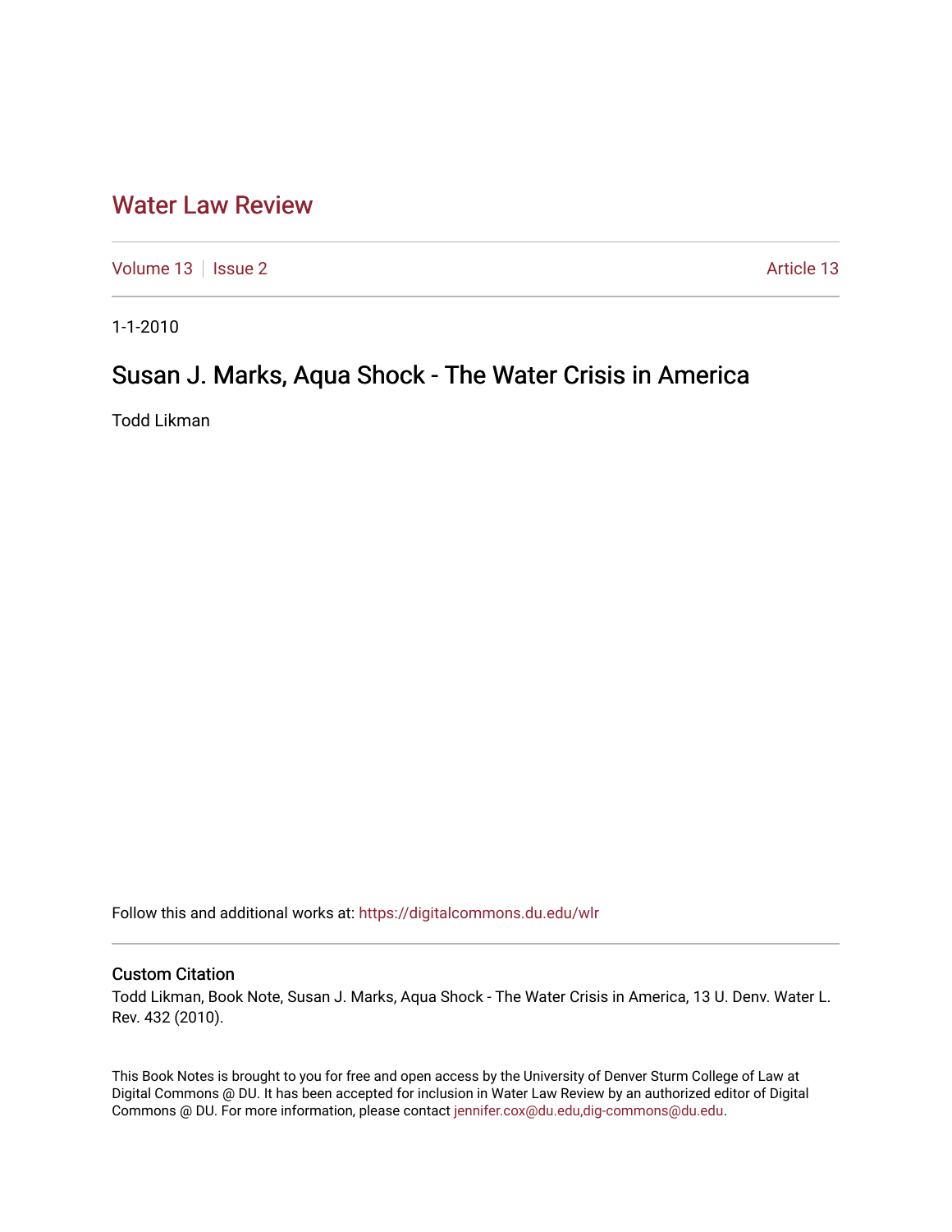# Water Law Review

Volume 13 | Issue 2 | Article 13

1-1-2010

## Susan J. Marks, Aqua Shock - The Water Crisis in America

Todd Likman

Follow this and additional works at: https://digitalcommons.du.edu/wlr

### Custom Citation

Todd Likman, Book Note, Susan J. Marks, Aqua Shock - The Water Crisis in America, 13 U. Denv. Water L. Rev. 432 (2010).

This Book Notes is brought to you for free and open access by the University of Denver Sturm College of Law at Digital Commons @ DU. It has been accepted for inclusion in Water Law Review by an authorized editor of Digital Commons @ DU. For more information, please contact jennifer.cox@du.edu,dig-commons@du.edu.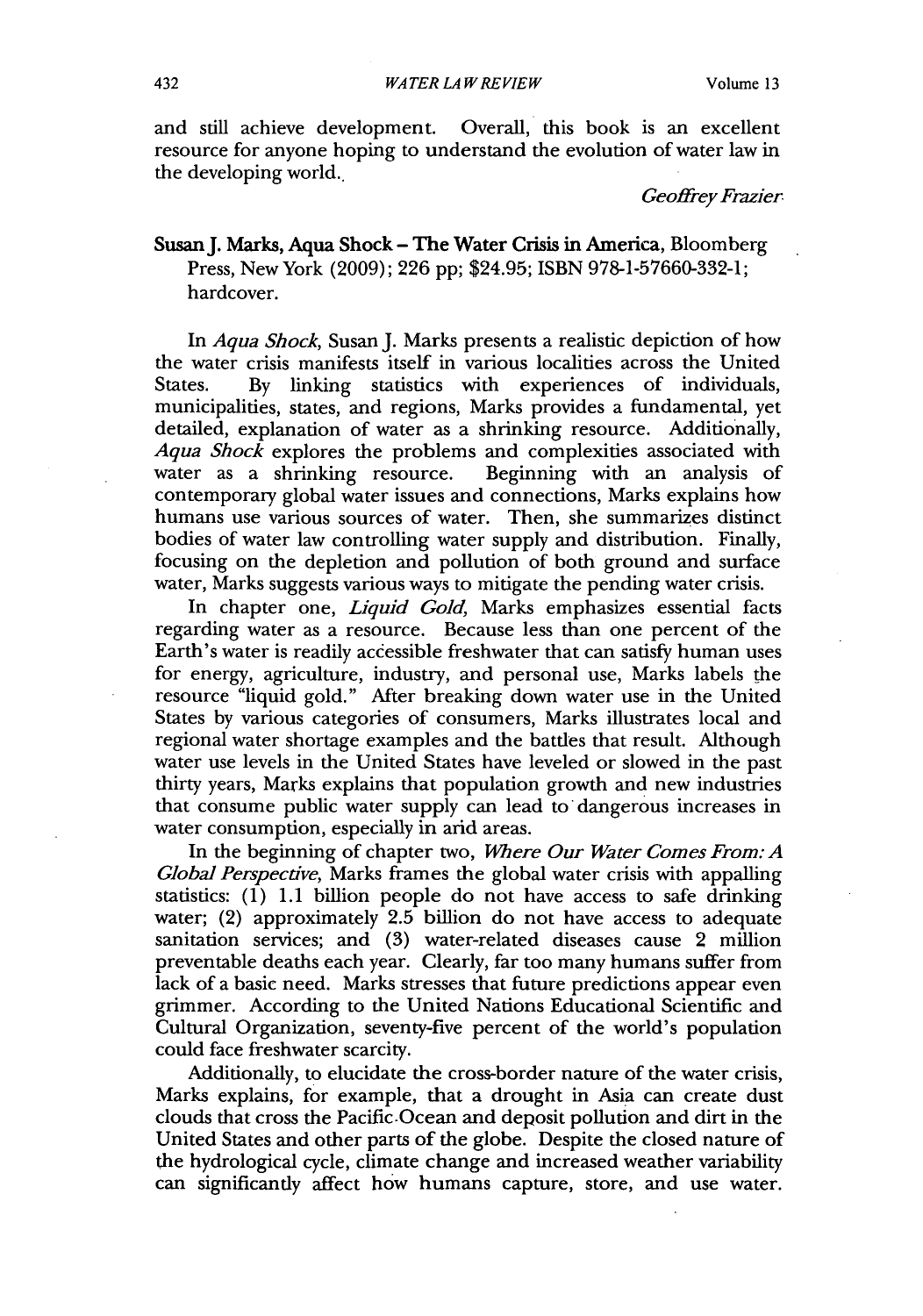and still achieve development. Overall, this book is an excellent resource for anyone hoping to understand the evolution of water law in the developing world.

*Geoffrey Frazier*

**Susan J. Marks, Aqua Shock – The Water Crisis in America**, Bloomberg Press, New York (2009); 226 pp; $24.95; ISBN 978-1-57660-332-1; hardcover.

In *Aqua Shock*, Susan J. Marks presents a realistic depiction of how the water crisis manifests itself in various localities across the United States. By linking statistics with experiences of individuals, municipalities, states, and regions, Marks provides a fundamental, yet detailed, explanation of water as a shrinking resource. Additionally, *Aqua Shock* explores the problems and complexities associated with water as a shrinking resource. Beginning with an analysis of contemporary global water issues and connections, Marks explains how humans use various sources of water. Then, she summarizes distinct bodies of water law controlling water supply and distribution. Finally, focusing on the depletion and pollution of both ground and surface water, Marks suggests various ways to mitigate the pending water crisis.

In chapter one, *Liquid Gold*, Marks emphasizes essential facts regarding water as a resource. Because less than one percent of the Earth's water is readily accessible freshwater that can satisfy human uses for energy, agriculture, industry, and personal use, Marks labels the resource "liquid gold." After breaking down water use in the United States by various categories of consumers, Marks illustrates local and regional water shortage examples and the battles that result. Although water use levels in the United States have leveled or slowed in the past thirty years, Marks explains that population growth and new industries that consume public water supply can lead to dangerous increases in water consumption, especially in arid areas.

In the beginning of chapter two, *Where Our Water Comes From: A Global Perspective*, Marks frames the global water crisis with appalling statistics: (1) 1.1 billion people do not have access to safe drinking water; (2) approximately 2.5 billion do not have access to adequate sanitation services; and (3) water-related diseases cause 2 million preventable deaths each year. Clearly, far too many humans suffer from lack of a basic need. Marks stresses that future predictions appear even grimmer. According to the United Nations Educational Scientific and Cultural Organization, seventy-five percent of the world's population could face freshwater scarcity.

Additionally, to elucidate the cross-border nature of the water crisis, Marks explains, for example, that a drought in Asia can create dust clouds that cross the Pacific Ocean and deposit pollution and dirt in the United States and other parts of the globe. Despite the closed nature of the hydrological cycle, climate change and increased weather variability can significantly affect how humans capture, store, and use water.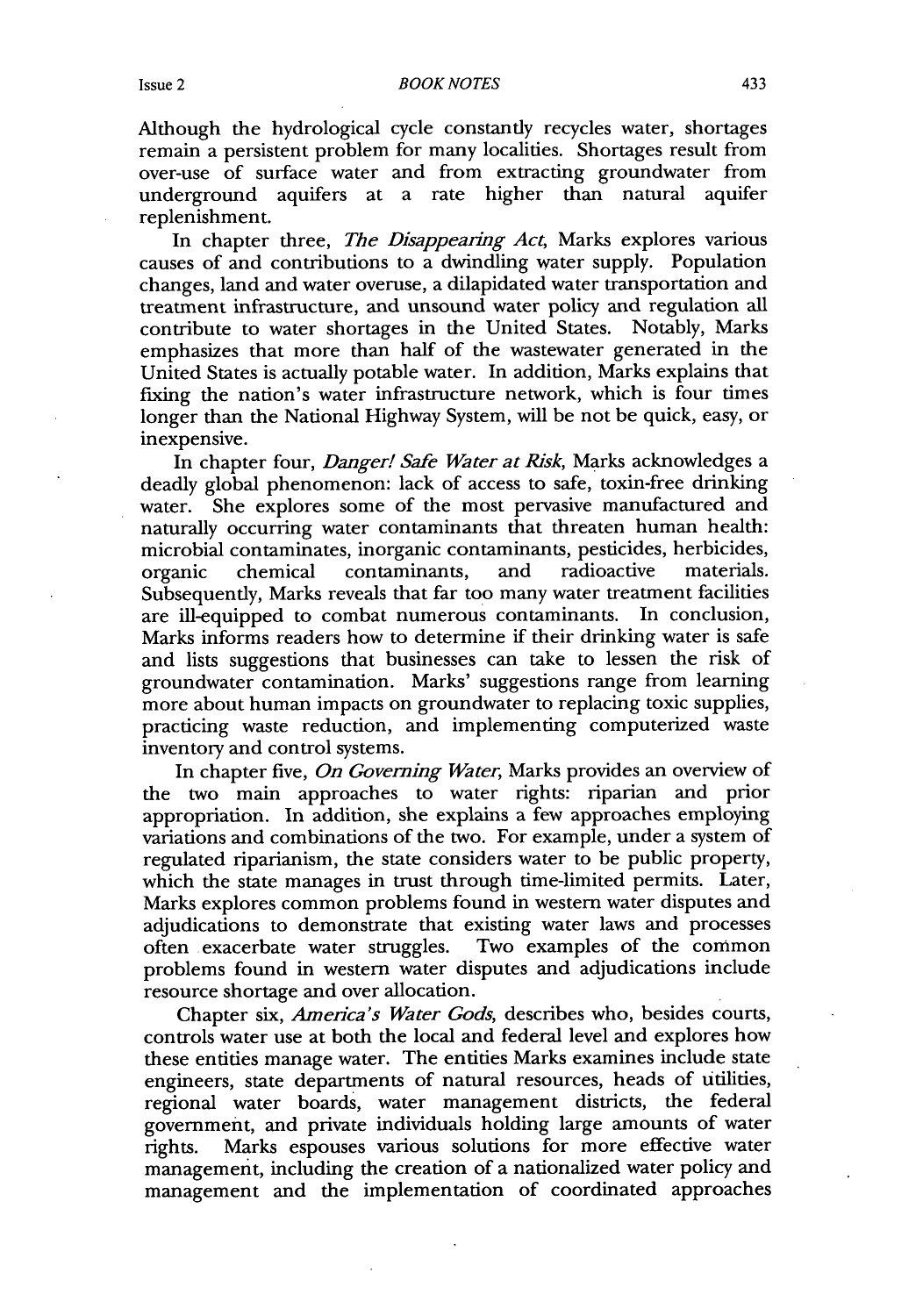Although the hydrological cycle constantly recycles water, shortages remain a persistent problem for many localities. Shortages result from over-use of surface water and from extracting groundwater from underground aquifers at a rate higher than natural aquifer replenishment.

In chapter three, *The Disappearing Act*, Marks explores various causes of and contributions to a dwindling water supply. Population changes, land and water overuse, a dilapidated water transportation and treatment infrastructure, and unsound water policy and regulation all contribute to water shortages in the United States. Notably, Marks emphasizes that more than half of the wastewater generated in the United States is actually potable water. In addition, Marks explains that fixing the nation's water infrastructure network, which is four times longer than the National Highway System, will be not be quick, easy, or inexpensive.

In chapter four, *Danger! Safe Water at Risk*, Marks acknowledges a deadly global phenomenon: lack of access to safe, toxin-free drinking water. She explores some of the most pervasive manufactured and naturally occurring water contaminants that threaten human health: microbial contaminates, inorganic contaminants, pesticides, herbicides, organic chemical contaminants, and radioactive materials. Subsequently, Marks reveals that far too many water treatment facilities are ill-equipped to combat numerous contaminants. In conclusion, Marks informs readers how to determine if their drinking water is safe and lists suggestions that businesses can take to lessen the risk of groundwater contamination. Marks' suggestions range from learning more about human impacts on groundwater to replacing toxic supplies, practicing waste reduction, and implementing computerized waste inventory and control systems.

In chapter five, *On Governing Water*, Marks provides an overview of the two main approaches to water rights: riparian and prior appropriation. In addition, she explains a few approaches employing variations and combinations of the two. For example, under a system of regulated riparianism, the state considers water to be public property, which the state manages in trust through time-limited permits. Later, Marks explores common problems found in western water disputes and adjudications to demonstrate that existing water laws and processes often exacerbate water struggles. Two examples of the common problems found in western water disputes and adjudications include resource shortage and over allocation.

Chapter six, *America's Water Gods*, describes who, besides courts, controls water use at both the local and federal level and explores how these entities manage water. The entities Marks examines include state engineers, state departments of natural resources, heads of utilities, regional water boards, water management districts, the federal government, and private individuals holding large amounts of water rights. Marks espouses various solutions for more effective water management, including the creation of a nationalized water policy and management and the implementation of coordinated approaches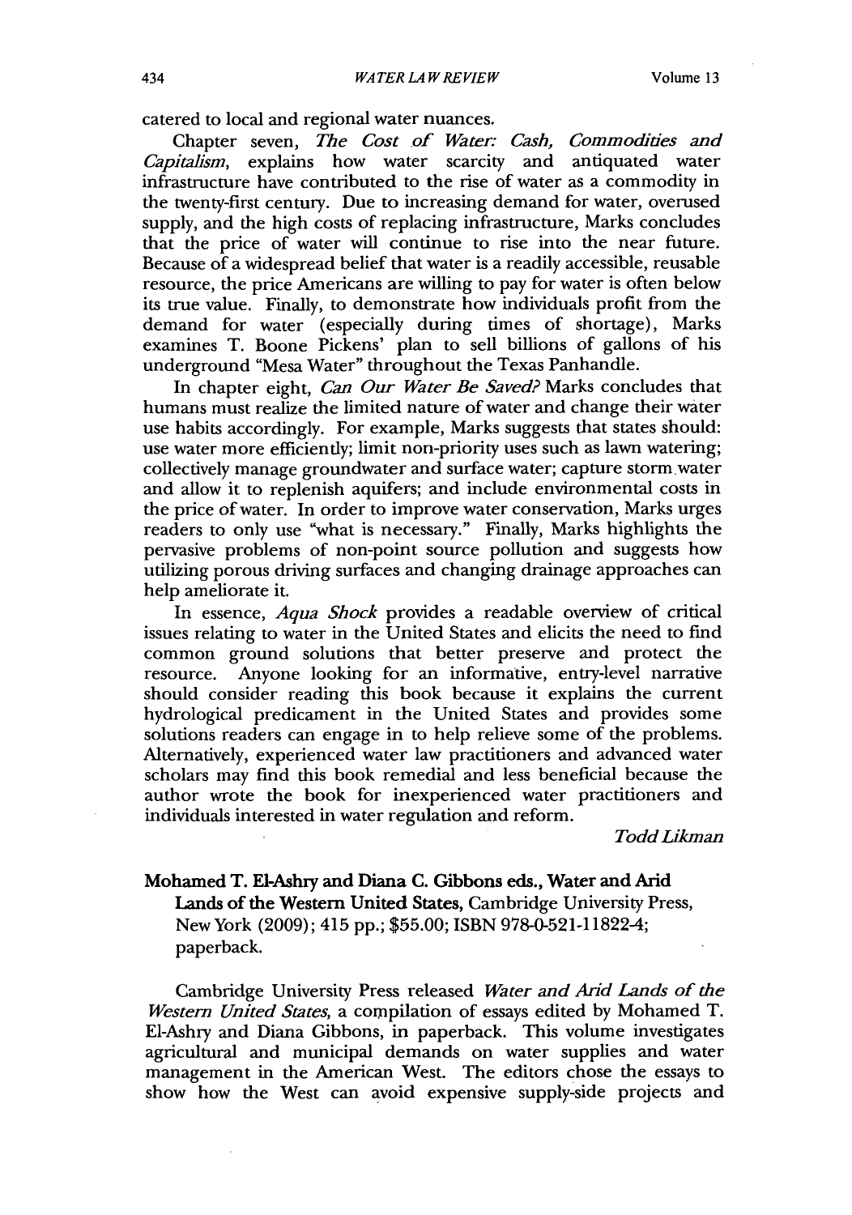catered to local and regional water nuances.

Chapter seven, *The Cost of Water: Cash, Commodities and Capitalism*, explains how water scarcity and antiquated water infrastructure have contributed to the rise of water as a commodity in the twenty-first century. Due to increasing demand for water, overused supply, and the high costs of replacing infrastructure, Marks concludes that the price of water will continue to rise into the near future. Because of a widespread belief that water is a readily accessible, reusable resource, the price Americans are willing to pay for water is often below its true value. Finally, to demonstrate how individuals profit from the demand for water (especially during times of shortage), Marks examines T. Boone Pickens' plan to sell billions of gallons of his underground "Mesa Water" throughout the Texas Panhandle.

In chapter eight, *Can Our Water Be Saved?* Marks concludes that humans must realize the limited nature of water and change their water use habits accordingly. For example, Marks suggests that states should: use water more efficiently; limit non-priority uses such as lawn watering; collectively manage groundwater and surface water; capture storm water and allow it to replenish aquifers; and include environmental costs in the price of water. In order to improve water conservation, Marks urges readers to only use "what is necessary." Finally, Marks highlights the pervasive problems of non-point source pollution and suggests how utilizing porous driving surfaces and changing drainage approaches can help ameliorate it.

In essence, *Aqua Shock* provides a readable overview of critical issues relating to water in the United States and elicits the need to find common ground solutions that better preserve and protect the resource. Anyone looking for an informative, entry-level narrative should consider reading this book because it explains the current hydrological predicament in the United States and provides some solutions readers can engage in to help relieve some of the problems. Alternatively, experienced water law practitioners and advanced water scholars may find this book remedial and less beneficial because the author wrote the book for inexperienced water practitioners and individuals interested in water regulation and reform.

*Todd Likman*

**Mohamed T. El-Ashry and Diana C. Gibbons eds., Water and Arid Lands of the Western United States**, Cambridge University Press, New York (2009); 415 pp.; $55.00; ISBN 978-0-521-11822-4; paperback.

Cambridge University Press released *Water and Arid Lands of the Western United States*, a compilation of essays edited by Mohamed T. El-Ashry and Diana Gibbons, in paperback. This volume investigates agricultural and municipal demands on water supplies and water management in the American West. The editors chose the essays to show how the West can avoid expensive supply-side projects and